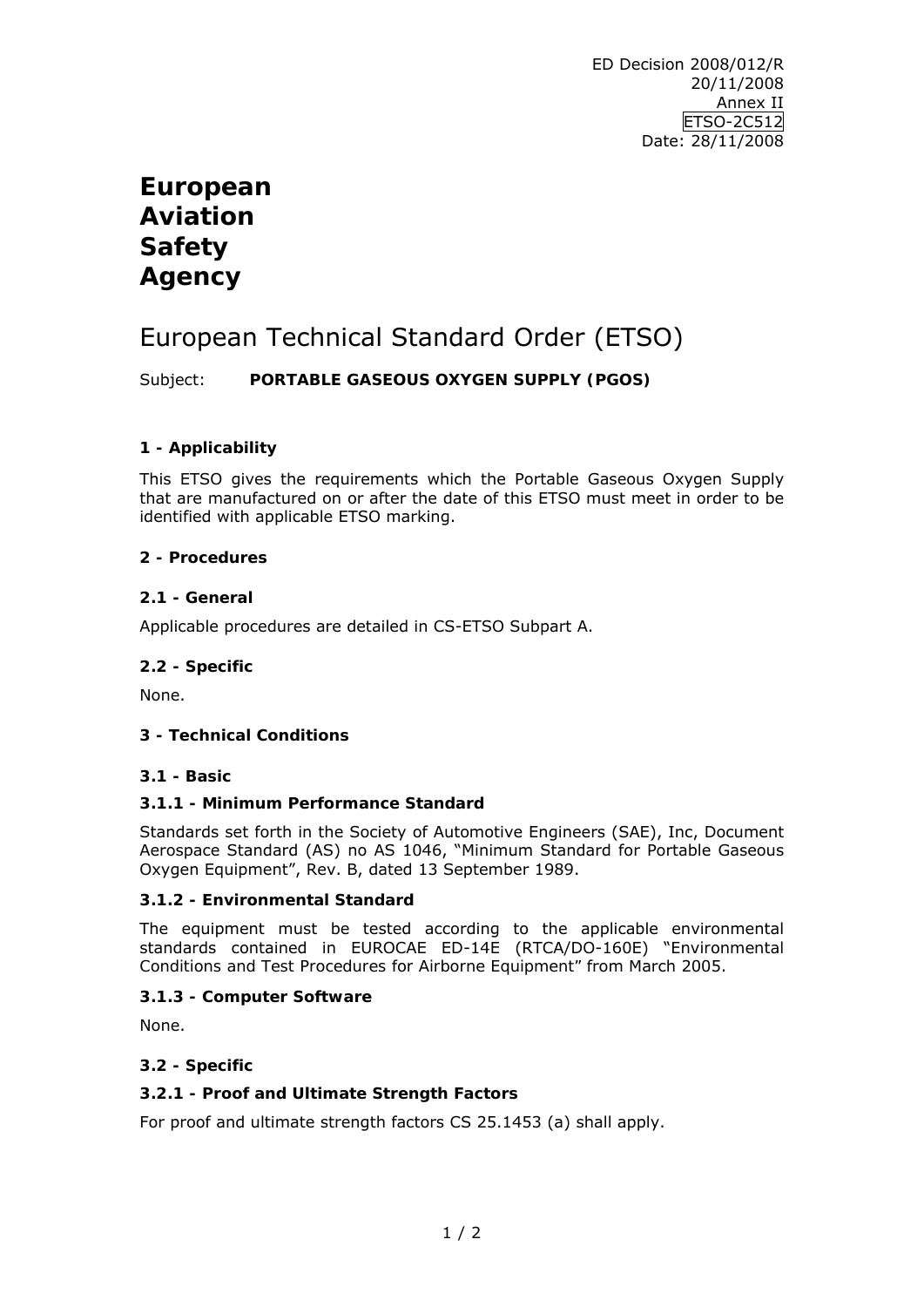ED Decision 2008/012/R
20/11/2008
Annex II
ETSO-2C512
Date: 28/11/2008

# European Aviation Safety Agency

# European Technical Standard Order (ETSO)

Subject: **PORTABLE GASEOUS OXYGEN SUPPLY (PGOS)**

## 1 - Applicability

This ETSO gives the requirements which the Portable Gaseous Oxygen Supply that are manufactured on or after the date of this ETSO must meet in order to be identified with applicable ETSO marking.

## 2 - Procedures

### 2.1 - General

Applicable procedures are detailed in CS-ETSO Subpart A.

### 2.2 - Specific

None.

## 3 - Technical Conditions

### 3.1 - Basic

#### 3.1.1 - Minimum Performance Standard

Standards set forth in the Society of Automotive Engineers (SAE), Inc, Document Aerospace Standard (AS) no AS 1046, "Minimum Standard for Portable Gaseous Oxygen Equipment", Rev. B, dated 13 September 1989.

#### 3.1.2 - Environmental Standard

The equipment must be tested according to the applicable environmental standards contained in EUROCAE ED-14E (RTCA/DO-160E) "Environmental Conditions and Test Procedures for Airborne Equipment" from March 2005.

#### 3.1.3 - Computer Software

None.

### 3.2 - Specific

#### 3.2.1 - Proof and Ultimate Strength Factors

For proof and ultimate strength factors CS 25.1453 (a) shall apply.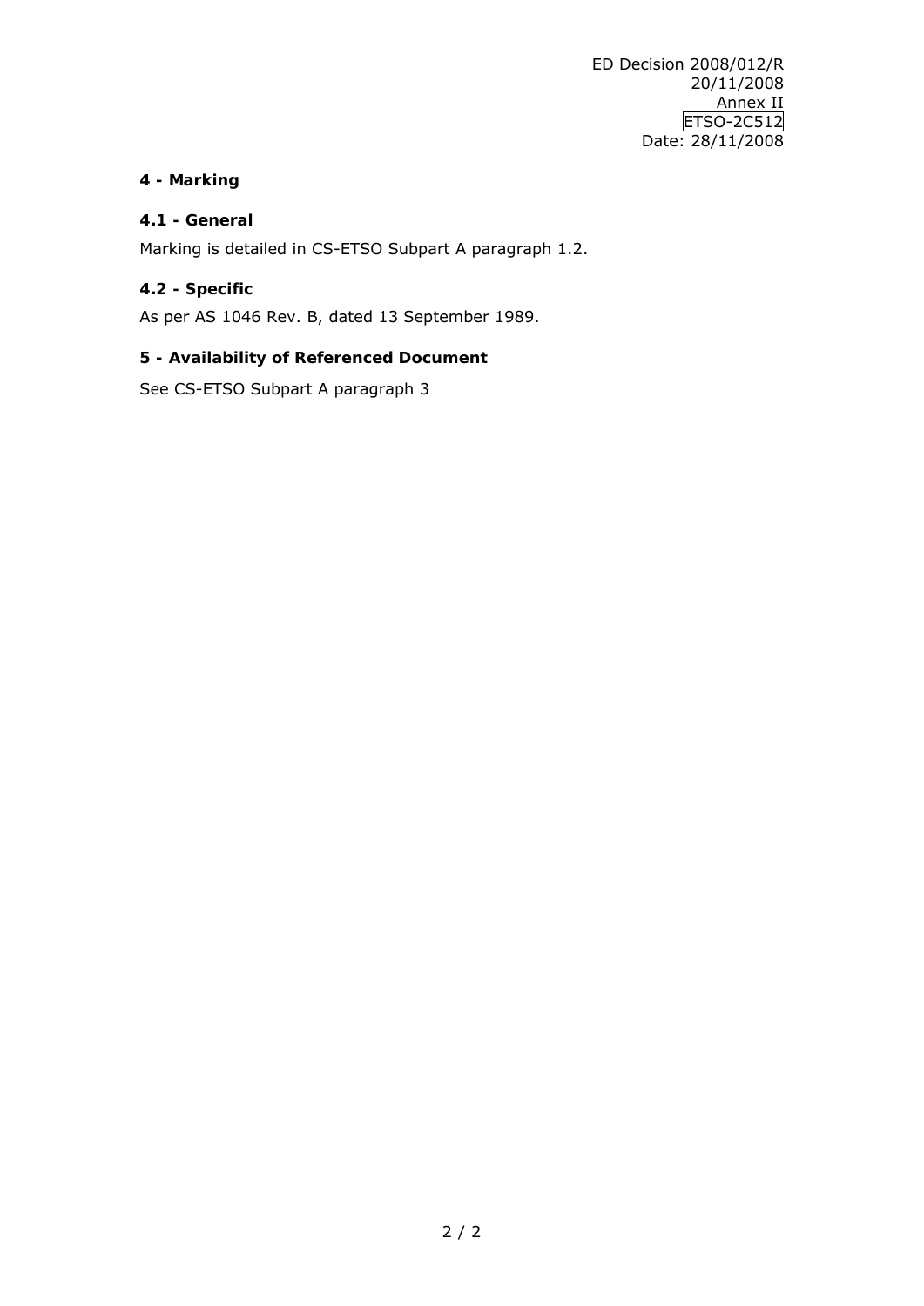## 4 - Marking

### 4.1 - General

Marking is detailed in CS-ETSO Subpart A paragraph 1.2.

### 4.2 - Specific

As per AS 1046 Rev. B, dated 13 September 1989.

## 5 - Availability of Referenced Document

See CS-ETSO Subpart A paragraph 3